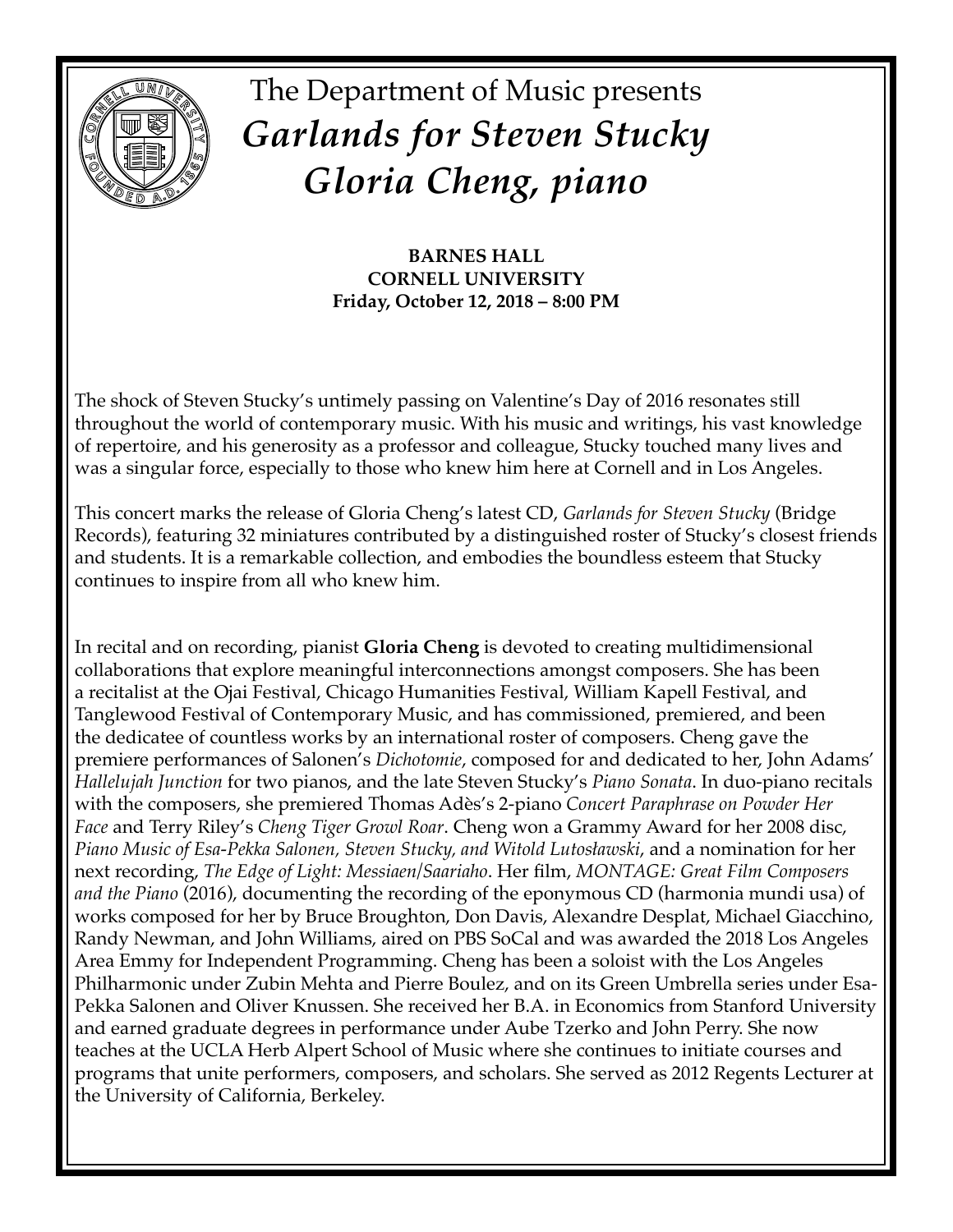# The Department of Music presents

## *Garlands for Steven Stucky*

## *Gloria Cheng, piano*

**BARNES HALL**
**CORNELL UNIVERSITY**
**Friday, October 12, 2018 – 8:00 PM**

The shock of Steven Stucky's untimely passing on Valentine's Day of 2016 resonates still throughout the world of contemporary music. With his music and writings, his vast knowledge of repertoire, and his generosity as a professor and colleague, Stucky touched many lives and was a singular force, especially to those who knew him here at Cornell and in Los Angeles.

This concert marks the release of Gloria Cheng's latest CD, *Garlands for Steven Stucky* (Bridge Records), featuring 32 miniatures contributed by a distinguished roster of Stucky's closest friends and students. It is a remarkable collection, and embodies the boundless esteem that Stucky continues to inspire from all who knew him.

In recital and on recording, pianist **Gloria Cheng** is devoted to creating multidimensional collaborations that explore meaningful interconnections amongst composers. She has been a recitalist at the Ojai Festival, Chicago Humanities Festival, William Kapell Festival, and Tanglewood Festival of Contemporary Music, and has commissioned, premiered, and been the dedicatee of countless works by an international roster of composers. Cheng gave the premiere performances of Salonen's *Dichotomie*, composed for and dedicated to her, John Adams' *Hallelujah Junction* for two pianos, and the late Steven Stucky's *Piano Sonata*. In duo-piano recitals with the composers, she premiered Thomas Adès's 2-piano *Concert Paraphrase on Powder Her Face* and Terry Riley's *Cheng Tiger Growl Roar*. Cheng won a Grammy Award for her 2008 disc, *Piano Music of Esa-Pekka Salonen, Steven Stucky, and Witold Lutosławski*, and a nomination for her next recording, *The Edge of Light: Messiaen/Saariaho*. Her film, *MONTAGE: Great Film Composers and the Piano* (2016), documenting the recording of the eponymous CD (harmonia mundi usa) of works composed for her by Bruce Broughton, Don Davis, Alexandre Desplat, Michael Giacchino, Randy Newman, and John Williams, aired on PBS SoCal and was awarded the 2018 Los Angeles Area Emmy for Independent Programming. Cheng has been a soloist with the Los Angeles Philharmonic under Zubin Mehta and Pierre Boulez, and on its Green Umbrella series under Esa-Pekka Salonen and Oliver Knussen. She received her B.A. in Economics from Stanford University and earned graduate degrees in performance under Aube Tzerko and John Perry. She now teaches at the UCLA Herb Alpert School of Music where she continues to initiate courses and programs that unite performers, composers, and scholars. She served as 2012 Regents Lecturer at the University of California, Berkeley.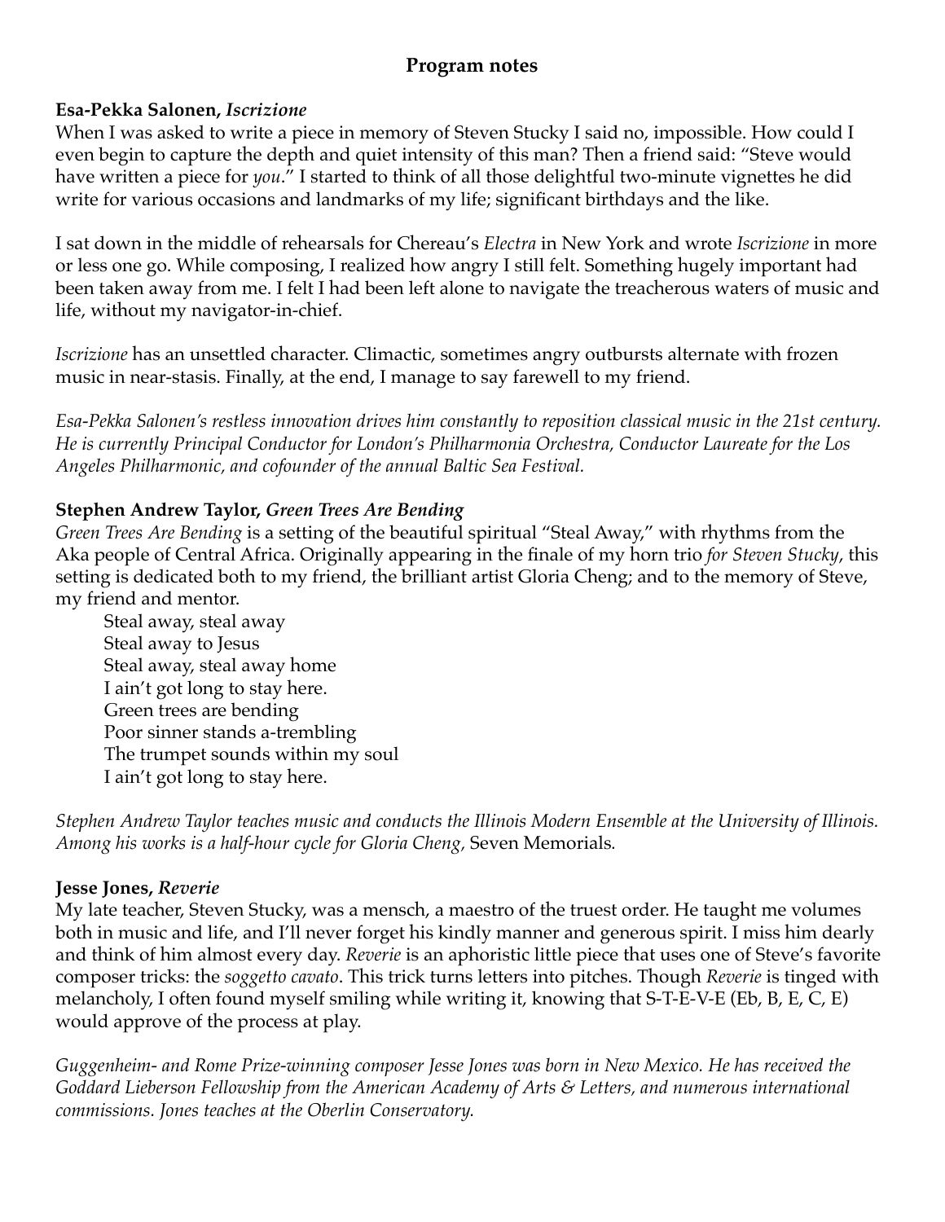## Program notes

**Esa-Pekka Salonen, *Iscrizione***

When I was asked to write a piece in memory of Steven Stucky I said no, impossible. How could I even begin to capture the depth and quiet intensity of this man? Then a friend said: "Steve would have written a piece for *you*." I started to think of all those delightful two-minute vignettes he did write for various occasions and landmarks of my life; significant birthdays and the like.

I sat down in the middle of rehearsals for Chereau's *Electra* in New York and wrote *Iscrizione* in more or less one go. While composing, I realized how angry I still felt. Something hugely important had been taken away from me. I felt I had been left alone to navigate the treacherous waters of music and life, without my navigator-in-chief.

*Iscrizione* has an unsettled character. Climactic, sometimes angry outbursts alternate with frozen music in near-stasis. Finally, at the end, I manage to say farewell to my friend.

*Esa-Pekka Salonen's restless innovation drives him constantly to reposition classical music in the 21st century. He is currently Principal Conductor for London's Philharmonia Orchestra, Conductor Laureate for the Los Angeles Philharmonic, and cofounder of the annual Baltic Sea Festival.*

**Stephen Andrew Taylor, *Green Trees Are Bending***

*Green Trees Are Bending* is a setting of the beautiful spiritual "Steal Away," with rhythms from the Aka people of Central Africa. Originally appearing in the finale of my horn trio *for Steven Stucky*, this setting is dedicated both to my friend, the brilliant artist Gloria Cheng; and to the memory of Steve, my friend and mentor.

> Steal away, steal away
> Steal away to Jesus
> Steal away, steal away home
> I ain't got long to stay here.
> Green trees are bending
> Poor sinner stands a-trembling
> The trumpet sounds within my soul
> I ain't got long to stay here.

*Stephen Andrew Taylor teaches music and conducts the Illinois Modern Ensemble at the University of Illinois. Among his works is a half-hour cycle for Gloria Cheng,* Seven Memorials*.*

**Jesse Jones, *Reverie***

My late teacher, Steven Stucky, was a mensch, a maestro of the truest order. He taught me volumes both in music and life, and I'll never forget his kindly manner and generous spirit. I miss him dearly and think of him almost every day. *Reverie* is an aphoristic little piece that uses one of Steve's favorite composer tricks: the *soggetto cavato*. This trick turns letters into pitches. Though *Reverie* is tinged with melancholy, I often found myself smiling while writing it, knowing that S-T-E-V-E (Eb, B, E, C, E) would approve of the process at play.

*Guggenheim- and Rome Prize-winning composer Jesse Jones was born in New Mexico. He has received the Goddard Lieberson Fellowship from the American Academy of Arts & Letters, and numerous international commissions. Jones teaches at the Oberlin Conservatory.*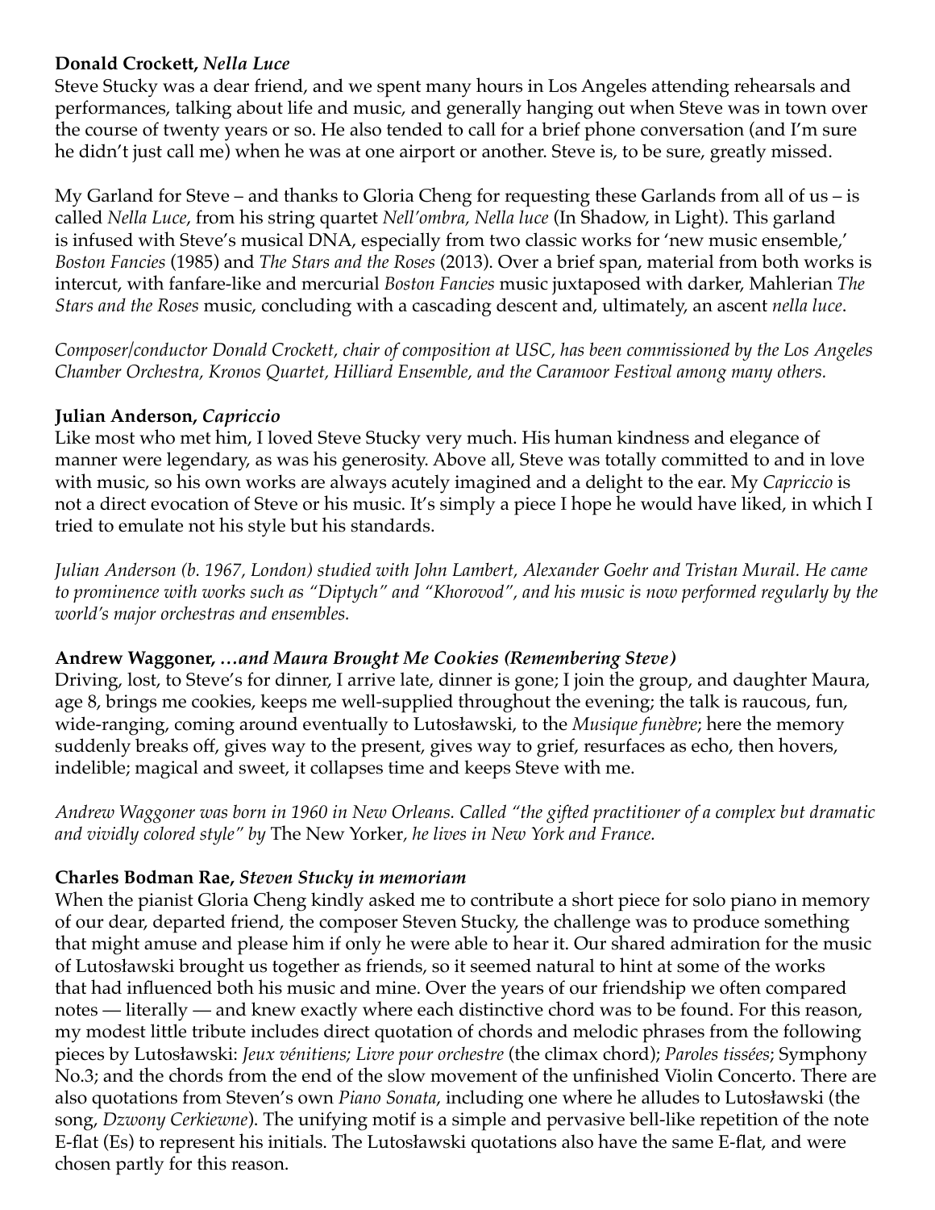**Donald Crockett,** ***Nella Luce***

Steve Stucky was a dear friend, and we spent many hours in Los Angeles attending rehearsals and performances, talking about life and music, and generally hanging out when Steve was in town over the course of twenty years or so. He also tended to call for a brief phone conversation (and I'm sure he didn't just call me) when he was at one airport or another. Steve is, to be sure, greatly missed.

My Garland for Steve – and thanks to Gloria Cheng for requesting these Garlands from all of us – is called *Nella Luce*, from his string quartet *Nell'ombra, Nella luce* (In Shadow, in Light). This garland is infused with Steve's musical DNA, especially from two classic works for 'new music ensemble,' *Boston Fancies* (1985) and *The Stars and the Roses* (2013). Over a brief span, material from both works is intercut, with fanfare-like and mercurial *Boston Fancies* music juxtaposed with darker, Mahlerian *The Stars and the Roses* music, concluding with a cascading descent and, ultimately, an ascent *nella luce*.

*Composer/conductor Donald Crockett, chair of composition at USC, has been commissioned by the Los Angeles Chamber Orchestra, Kronos Quartet, Hilliard Ensemble, and the Caramoor Festival among many others.*

**Julian Anderson,** ***Capriccio***

Like most who met him, I loved Steve Stucky very much. His human kindness and elegance of manner were legendary, as was his generosity. Above all, Steve was totally committed to and in love with music, so his own works are always acutely imagined and a delight to the ear. My *Capriccio* is not a direct evocation of Steve or his music. It's simply a piece I hope he would have liked, in which I tried to emulate not his style but his standards.

*Julian Anderson (b. 1967, London) studied with John Lambert, Alexander Goehr and Tristan Murail. He came to prominence with works such as "Diptych" and "Khorovod", and his music is now performed regularly by the world's major orchestras and ensembles.*

**Andrew Waggoner,** ***…and Maura Brought Me Cookies (Remembering Steve)***

Driving, lost, to Steve's for dinner, I arrive late, dinner is gone; I join the group, and daughter Maura, age 8, brings me cookies, keeps me well-supplied throughout the evening; the talk is raucous, fun, wide-ranging, coming around eventually to Lutosławski, to the *Musique funèbre*; here the memory suddenly breaks off, gives way to the present, gives way to grief, resurfaces as echo, then hovers, indelible; magical and sweet, it collapses time and keeps Steve with me.

*Andrew Waggoner was born in 1960 in New Orleans. Called "the gifted practitioner of a complex but dramatic and vividly colored style" by* The New Yorker*, he lives in New York and France.*

**Charles Bodman Rae,** ***Steven Stucky in memoriam***

When the pianist Gloria Cheng kindly asked me to contribute a short piece for solo piano in memory of our dear, departed friend, the composer Steven Stucky, the challenge was to produce something that might amuse and please him if only he were able to hear it. Our shared admiration for the music of Lutosławski brought us together as friends, so it seemed natural to hint at some of the works that had influenced both his music and mine. Over the years of our friendship we often compared notes — literally — and knew exactly where each distinctive chord was to be found. For this reason, my modest little tribute includes direct quotation of chords and melodic phrases from the following pieces by Lutosławski: *Jeux vénitiens*; *Livre pour orchestre* (the climax chord); *Paroles tissées*; Symphony No.3; and the chords from the end of the slow movement of the unfinished Violin Concerto. There are also quotations from Steven's own *Piano Sonata*, including one where he alludes to Lutosławski (the song, *Dzwony Cerkiewne*). The unifying motif is a simple and pervasive bell-like repetition of the note E-flat (Es) to represent his initials. The Lutosławski quotations also have the same E-flat, and were chosen partly for this reason.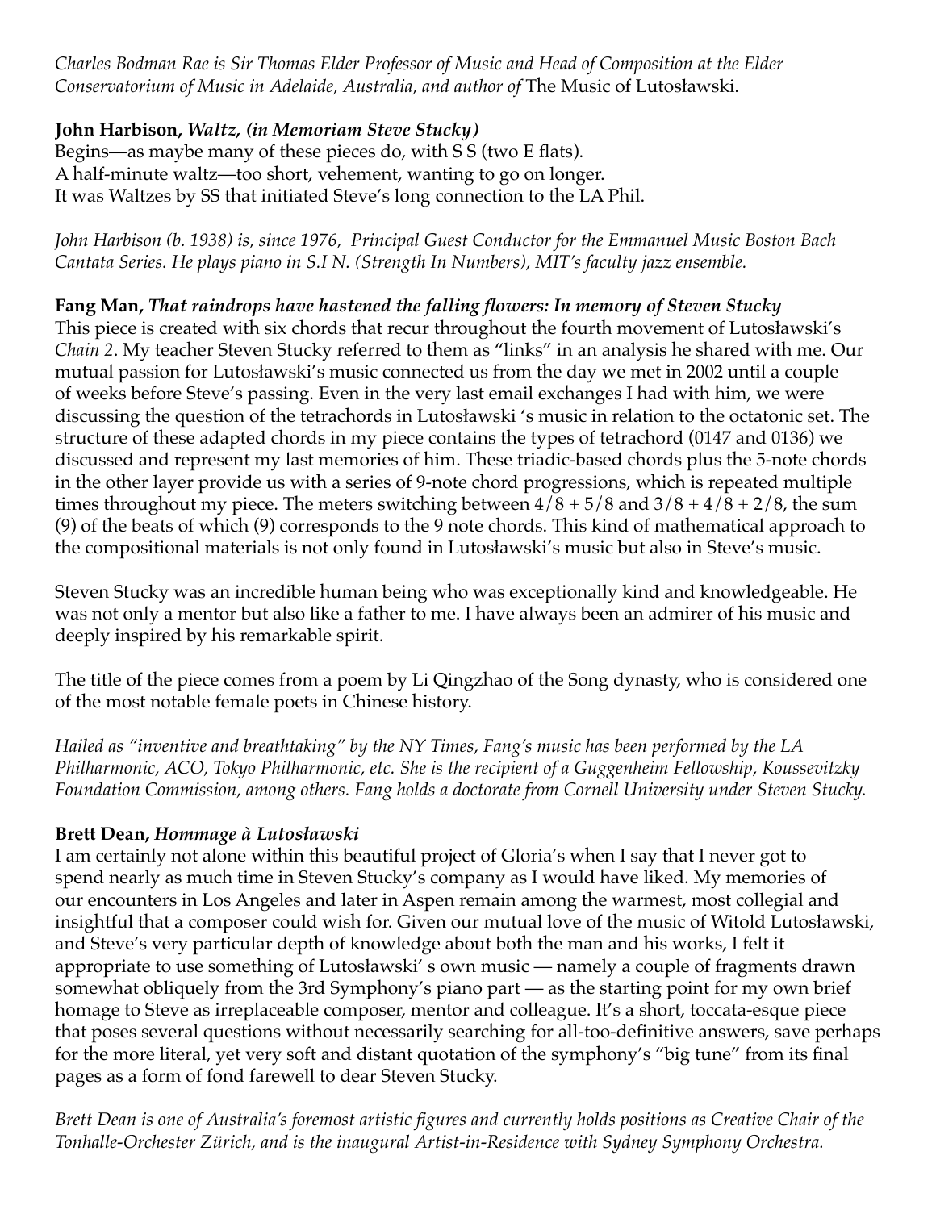*Charles Bodman Rae is Sir Thomas Elder Professor of Music and Head of Composition at the Elder Conservatorium of Music in Adelaide, Australia, and author of* The Music of Lutosławski*.*

**John Harbison, *Waltz, (in Memoriam Steve Stucky)***
Begins—as maybe many of these pieces do, with S S (two E flats).
A half-minute waltz—too short, vehement, wanting to go on longer.
It was Waltzes by SS that initiated Steve's long connection to the LA Phil.

*John Harbison (b. 1938) is, since 1976, Principal Guest Conductor for the Emmanuel Music Boston Bach Cantata Series. He plays piano in S.I N. (Strength In Numbers), MIT's faculty jazz ensemble.*

**Fang Man, *That raindrops have hastened the falling flowers: In memory of Steven Stucky***
This piece is created with six chords that recur throughout the fourth movement of Lutosławski's *Chain 2*. My teacher Steven Stucky referred to them as "links" in an analysis he shared with me. Our mutual passion for Lutosławski's music connected us from the day we met in 2002 until a couple of weeks before Steve's passing. Even in the very last email exchanges I had with him, we were discussing the question of the tetrachords in Lutosławski 's music in relation to the octatonic set. The structure of these adapted chords in my piece contains the types of tetrachord (0147 and 0136) we discussed and represent my last memories of him. These triadic-based chords plus the 5-note chords in the other layer provide us with a series of 9-note chord progressions, which is repeated multiple times throughout my piece. The meters switching between 4/8 + 5/8 and 3/8 + 4/8 + 2/8, the sum (9) of the beats of which (9) corresponds to the 9 note chords. This kind of mathematical approach to the compositional materials is not only found in Lutosławski's music but also in Steve's music.

Steven Stucky was an incredible human being who was exceptionally kind and knowledgeable. He was not only a mentor but also like a father to me. I have always been an admirer of his music and deeply inspired by his remarkable spirit.

The title of the piece comes from a poem by Li Qingzhao of the Song dynasty, who is considered one of the most notable female poets in Chinese history.

*Hailed as "inventive and breathtaking" by the NY Times, Fang's music has been performed by the LA Philharmonic, ACO, Tokyo Philharmonic, etc. She is the recipient of a Guggenheim Fellowship, Koussevitzky Foundation Commission, among others. Fang holds a doctorate from Cornell University under Steven Stucky.*

**Brett Dean, *Hommage à Lutosławski***
I am certainly not alone within this beautiful project of Gloria's when I say that I never got to spend nearly as much time in Steven Stucky's company as I would have liked. My memories of our encounters in Los Angeles and later in Aspen remain among the warmest, most collegial and insightful that a composer could wish for. Given our mutual love of the music of Witold Lutosławski, and Steve's very particular depth of knowledge about both the man and his works, I felt it appropriate to use something of Lutosławski' s own music — namely a couple of fragments drawn somewhat obliquely from the 3rd Symphony's piano part — as the starting point for my own brief homage to Steve as irreplaceable composer, mentor and colleague. It's a short, toccata-esque piece that poses several questions without necessarily searching for all-too-definitive answers, save perhaps for the more literal, yet very soft and distant quotation of the symphony's "big tune" from its final pages as a form of fond farewell to dear Steven Stucky.

*Brett Dean is one of Australia's foremost artistic figures and currently holds positions as Creative Chair of the Tonhalle-Orchester Zürich, and is the inaugural Artist-in-Residence with Sydney Symphony Orchestra.*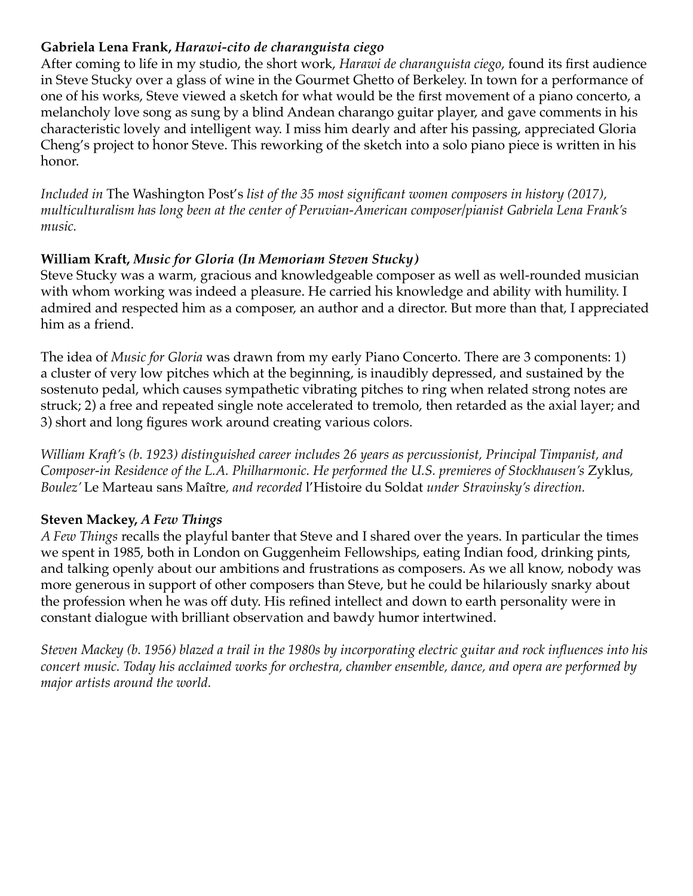**Gabriela Lena Frank, *Harawi-cito de charanguista ciego***

After coming to life in my studio, the short work, *Harawi de charanguista ciego*, found its first audience in Steve Stucky over a glass of wine in the Gourmet Ghetto of Berkeley. In town for a performance of one of his works, Steve viewed a sketch for what would be the first movement of a piano concerto, a melancholy love song as sung by a blind Andean charango guitar player, and gave comments in his characteristic lovely and intelligent way. I miss him dearly and after his passing, appreciated Gloria Cheng's project to honor Steve. This reworking of the sketch into a solo piano piece is written in his honor.

*Included in* The Washington Post's *list of the 35 most significant women composers in history (2017), multiculturalism has long been at the center of Peruvian-American composer/pianist Gabriela Lena Frank's music.*

**William Kraft, *Music for Gloria (In Memoriam Steven Stucky)***

Steve Stucky was a warm, gracious and knowledgeable composer as well as well-rounded musician with whom working was indeed a pleasure. He carried his knowledge and ability with humility. I admired and respected him as a composer, an author and a director. But more than that, I appreciated him as a friend.

The idea of *Music for Gloria* was drawn from my early Piano Concerto. There are 3 components: 1) a cluster of very low pitches which at the beginning, is inaudibly depressed, and sustained by the sostenuto pedal, which causes sympathetic vibrating pitches to ring when related strong notes are struck; 2) a free and repeated single note accelerated to tremolo, then retarded as the axial layer; and 3) short and long figures work around creating various colors.

*William Kraft's (b. 1923) distinguished career includes 26 years as percussionist, Principal Timpanist, and Composer-in Residence of the L.A. Philharmonic. He performed the U.S. premieres of Stockhausen's* Zyklus*, Boulez'* Le Marteau sans Maître*, and recorded* l'Histoire du Soldat *under Stravinsky's direction.*

**Steven Mackey, *A Few Things***

*A Few Things* recalls the playful banter that Steve and I shared over the years. In particular the times we spent in 1985, both in London on Guggenheim Fellowships, eating Indian food, drinking pints, and talking openly about our ambitions and frustrations as composers. As we all know, nobody was more generous in support of other composers than Steve, but he could be hilariously snarky about the profession when he was off duty. His refined intellect and down to earth personality were in constant dialogue with brilliant observation and bawdy humor intertwined.

*Steven Mackey (b. 1956) blazed a trail in the 1980s by incorporating electric guitar and rock influences into his concert music. Today his acclaimed works for orchestra, chamber ensemble, dance, and opera are performed by major artists around the world.*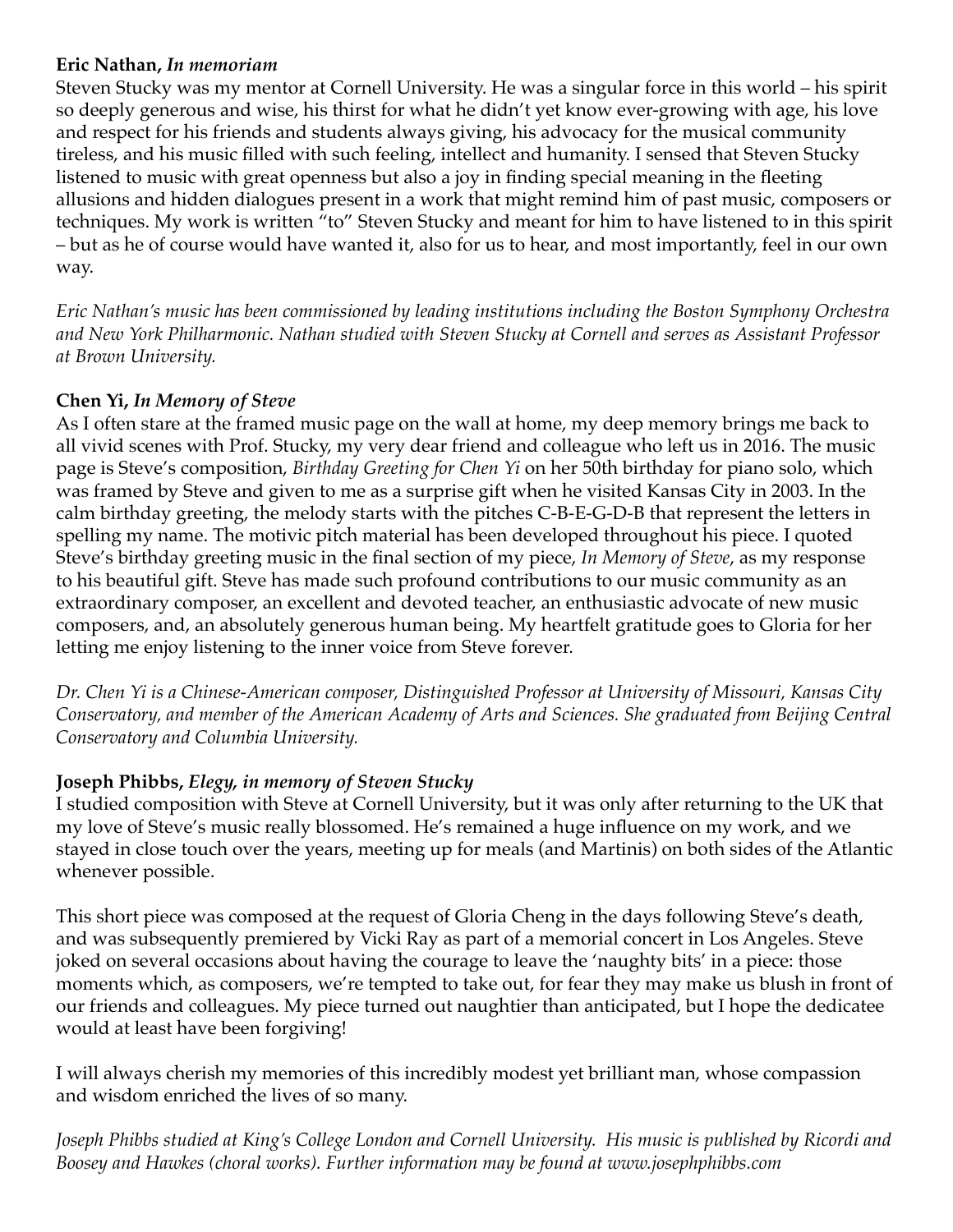**Eric Nathan, *In memoriam***

Steven Stucky was my mentor at Cornell University. He was a singular force in this world – his spirit so deeply generous and wise, his thirst for what he didn't yet know ever-growing with age, his love and respect for his friends and students always giving, his advocacy for the musical community tireless, and his music filled with such feeling, intellect and humanity. I sensed that Steven Stucky listened to music with great openness but also a joy in finding special meaning in the fleeting allusions and hidden dialogues present in a work that might remind him of past music, composers or techniques. My work is written "to" Steven Stucky and meant for him to have listened to in this spirit – but as he of course would have wanted it, also for us to hear, and most importantly, feel in our own way.

*Eric Nathan's music has been commissioned by leading institutions including the Boston Symphony Orchestra and New York Philharmonic. Nathan studied with Steven Stucky at Cornell and serves as Assistant Professor at Brown University.*

**Chen Yi, *In Memory of Steve***

As I often stare at the framed music page on the wall at home, my deep memory brings me back to all vivid scenes with Prof. Stucky, my very dear friend and colleague who left us in 2016. The music page is Steve's composition, *Birthday Greeting for Chen Yi* on her 50th birthday for piano solo, which was framed by Steve and given to me as a surprise gift when he visited Kansas City in 2003. In the calm birthday greeting, the melody starts with the pitches C-B-E-G-D-B that represent the letters in spelling my name. The motivic pitch material has been developed throughout his piece. I quoted Steve's birthday greeting music in the final section of my piece, *In Memory of Steve*, as my response to his beautiful gift. Steve has made such profound contributions to our music community as an extraordinary composer, an excellent and devoted teacher, an enthusiastic advocate of new music composers, and, an absolutely generous human being. My heartfelt gratitude goes to Gloria for her letting me enjoy listening to the inner voice from Steve forever.

*Dr. Chen Yi is a Chinese-American composer, Distinguished Professor at University of Missouri, Kansas City Conservatory, and member of the American Academy of Arts and Sciences. She graduated from Beijing Central Conservatory and Columbia University.*

**Joseph Phibbs, *Elegy, in memory of Steven Stucky***

I studied composition with Steve at Cornell University, but it was only after returning to the UK that my love of Steve's music really blossomed. He's remained a huge influence on my work, and we stayed in close touch over the years, meeting up for meals (and Martinis) on both sides of the Atlantic whenever possible.

This short piece was composed at the request of Gloria Cheng in the days following Steve's death, and was subsequently premiered by Vicki Ray as part of a memorial concert in Los Angeles. Steve joked on several occasions about having the courage to leave the 'naughty bits' in a piece: those moments which, as composers, we're tempted to take out, for fear they may make us blush in front of our friends and colleagues. My piece turned out naughtier than anticipated, but I hope the dedicatee would at least have been forgiving!

I will always cherish my memories of this incredibly modest yet brilliant man, whose compassion and wisdom enriched the lives of so many.

*Joseph Phibbs studied at King's College London and Cornell University. His music is published by Ricordi and Boosey and Hawkes (choral works). Further information may be found at www.josephphibbs.com*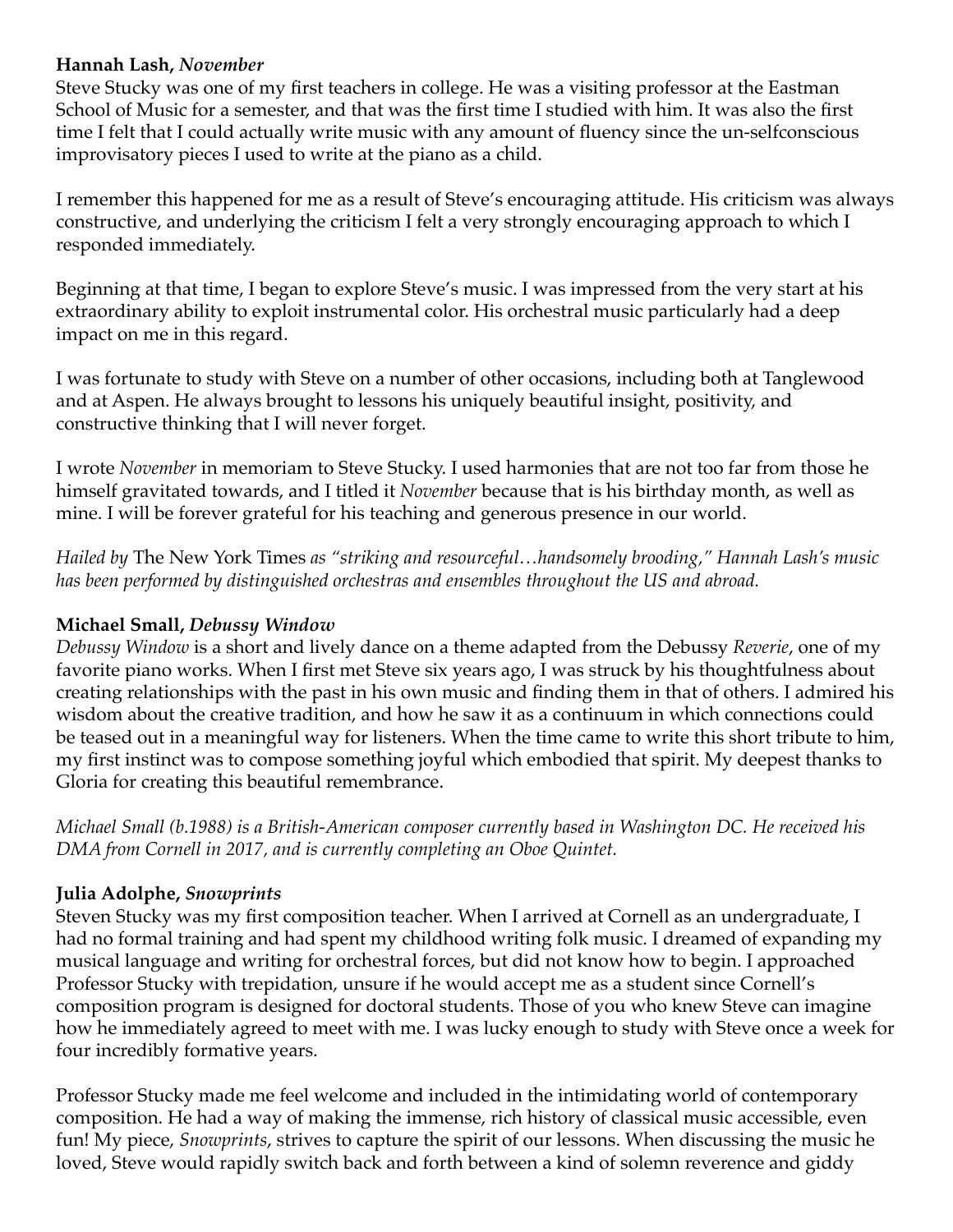**Hannah Lash, *November***

Steve Stucky was one of my first teachers in college. He was a visiting professor at the Eastman School of Music for a semester, and that was the first time I studied with him. It was also the first time I felt that I could actually write music with any amount of fluency since the un-selfconscious improvisatory pieces I used to write at the piano as a child.

I remember this happened for me as a result of Steve's encouraging attitude. His criticism was always constructive, and underlying the criticism I felt a very strongly encouraging approach to which I responded immediately.

Beginning at that time, I began to explore Steve's music. I was impressed from the very start at his extraordinary ability to exploit instrumental color. His orchestral music particularly had a deep impact on me in this regard.

I was fortunate to study with Steve on a number of other occasions, including both at Tanglewood and at Aspen. He always brought to lessons his uniquely beautiful insight, positivity, and constructive thinking that I will never forget.

I wrote *November* in memoriam to Steve Stucky. I used harmonies that are not too far from those he himself gravitated towards, and I titled it *November* because that is his birthday month, as well as mine. I will be forever grateful for his teaching and generous presence in our world.

*Hailed by* The New York Times *as "striking and resourceful…handsomely brooding," Hannah Lash's music has been performed by distinguished orchestras and ensembles throughout the US and abroad.*

**Michael Small, *Debussy Window***

*Debussy Window* is a short and lively dance on a theme adapted from the Debussy *Reverie*, one of my favorite piano works. When I first met Steve six years ago, I was struck by his thoughtfulness about creating relationships with the past in his own music and finding them in that of others. I admired his wisdom about the creative tradition, and how he saw it as a continuum in which connections could be teased out in a meaningful way for listeners. When the time came to write this short tribute to him, my first instinct was to compose something joyful which embodied that spirit. My deepest thanks to Gloria for creating this beautiful remembrance.

*Michael Small (b.1988) is a British-American composer currently based in Washington DC. He received his DMA from Cornell in 2017, and is currently completing an Oboe Quintet.*

**Julia Adolphe, *Snowprints***

Steven Stucky was my first composition teacher. When I arrived at Cornell as an undergraduate, I had no formal training and had spent my childhood writing folk music. I dreamed of expanding my musical language and writing for orchestral forces, but did not know how to begin. I approached Professor Stucky with trepidation, unsure if he would accept me as a student since Cornell's composition program is designed for doctoral students. Those of you who knew Steve can imagine how he immediately agreed to meet with me. I was lucky enough to study with Steve once a week for four incredibly formative years.

Professor Stucky made me feel welcome and included in the intimidating world of contemporary composition. He had a way of making the immense, rich history of classical music accessible, even fun! My piece, *Snowprints*, strives to capture the spirit of our lessons. When discussing the music he loved, Steve would rapidly switch back and forth between a kind of solemn reverence and giddy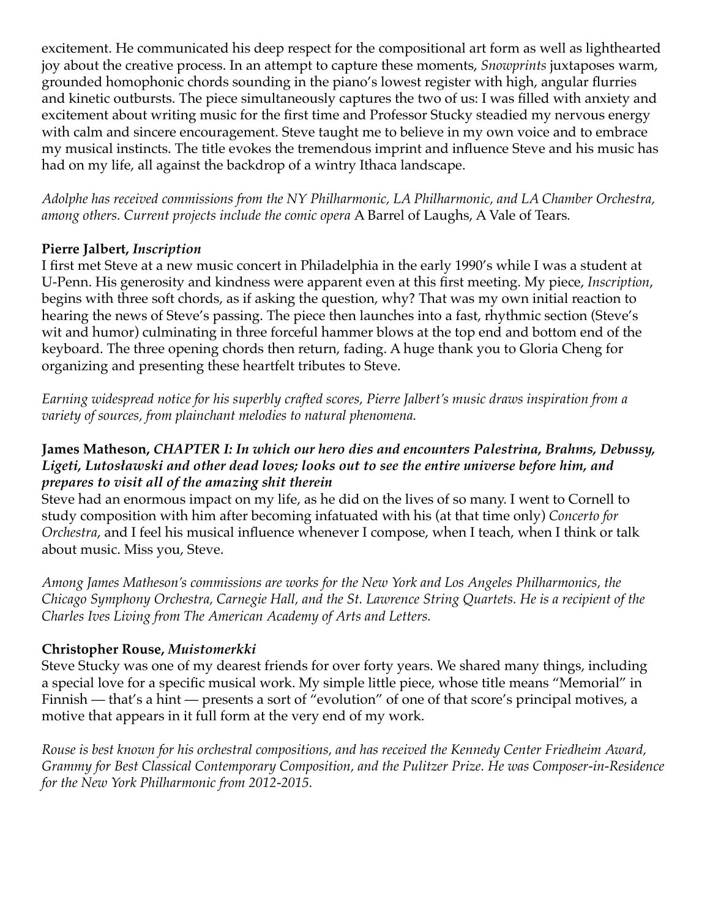excitement. He communicated his deep respect for the compositional art form as well as lighthearted joy about the creative process. In an attempt to capture these moments, *Snowprints* juxtaposes warm, grounded homophonic chords sounding in the piano's lowest register with high, angular flurries and kinetic outbursts. The piece simultaneously captures the two of us: I was filled with anxiety and excitement about writing music for the first time and Professor Stucky steadied my nervous energy with calm and sincere encouragement. Steve taught me to believe in my own voice and to embrace my musical instincts. The title evokes the tremendous imprint and influence Steve and his music has had on my life, all against the backdrop of a wintry Ithaca landscape.

*Adolphe has received commissions from the NY Philharmonic, LA Philharmonic, and LA Chamber Orchestra, among others. Current projects include the comic opera* A Barrel of Laughs, A Vale of Tears*.*

**Pierre Jalbert, *Inscription***

I first met Steve at a new music concert in Philadelphia in the early 1990's while I was a student at U-Penn. His generosity and kindness were apparent even at this first meeting. My piece, *Inscription*, begins with three soft chords, as if asking the question, why? That was my own initial reaction to hearing the news of Steve's passing. The piece then launches into a fast, rhythmic section (Steve's wit and humor) culminating in three forceful hammer blows at the top end and bottom end of the keyboard. The three opening chords then return, fading. A huge thank you to Gloria Cheng for organizing and presenting these heartfelt tributes to Steve.

*Earning widespread notice for his superbly crafted scores, Pierre Jalbert's music draws inspiration from a variety of sources, from plainchant melodies to natural phenomena.*

**James Matheson, *CHAPTER I: In which our hero dies and encounters Palestrina, Brahms, Debussy, Ligeti, Lutosławski and other dead loves; looks out to see the entire universe before him, and prepares to visit all of the amazing shit therein***

Steve had an enormous impact on my life, as he did on the lives of so many. I went to Cornell to study composition with him after becoming infatuated with his (at that time only) *Concerto for Orchestra*, and I feel his musical influence whenever I compose, when I teach, when I think or talk about music. Miss you, Steve.

*Among James Matheson's commissions are works for the New York and Los Angeles Philharmonics, the Chicago Symphony Orchestra, Carnegie Hall, and the St. Lawrence String Quartets. He is a recipient of the Charles Ives Living from The American Academy of Arts and Letters.*

**Christopher Rouse, *Muistomerkki***

Steve Stucky was one of my dearest friends for over forty years. We shared many things, including a special love for a specific musical work. My simple little piece, whose title means "Memorial" in Finnish — that's a hint — presents a sort of "evolution" of one of that score's principal motives, a motive that appears in it full form at the very end of my work.

*Rouse is best known for his orchestral compositions, and has received the Kennedy Center Friedheim Award, Grammy for Best Classical Contemporary Composition, and the Pulitzer Prize. He was Composer-in-Residence for the New York Philharmonic from 2012-2015.*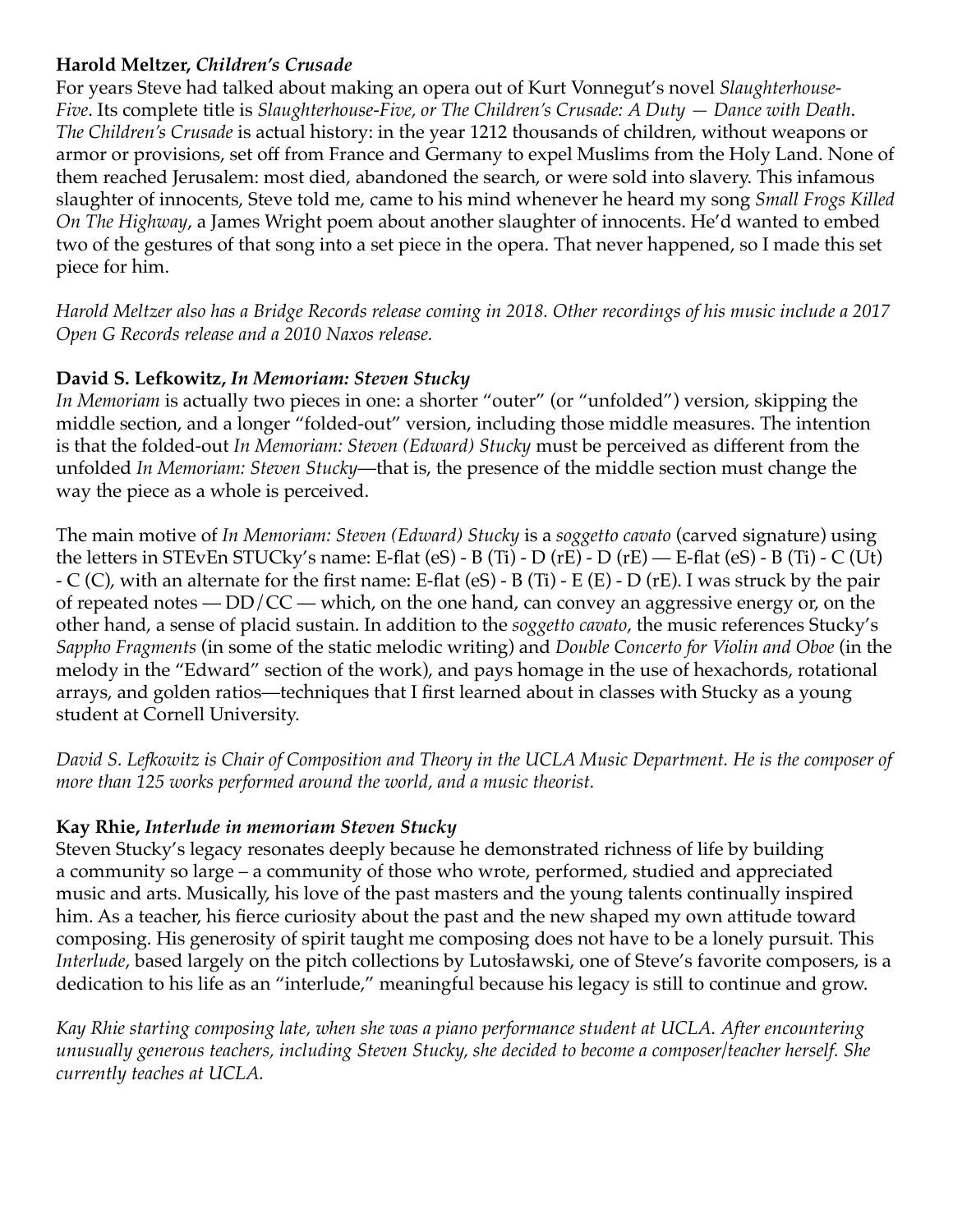**Harold Meltzer, *Children's Crusade***
For years Steve had talked about making an opera out of Kurt Vonnegut's novel *Slaughterhouse-Five*. Its complete title is *Slaughterhouse-Five, or The Children's Crusade: A Duty — Dance with Death*. *The Children's Crusade* is actual history: in the year 1212 thousands of children, without weapons or armor or provisions, set off from France and Germany to expel Muslims from the Holy Land. None of them reached Jerusalem: most died, abandoned the search, or were sold into slavery. This infamous slaughter of innocents, Steve told me, came to his mind whenever he heard my song *Small Frogs Killed On The Highway*, a James Wright poem about another slaughter of innocents. He'd wanted to embed two of the gestures of that song into a set piece in the opera. That never happened, so I made this set piece for him.

*Harold Meltzer also has a Bridge Records release coming in 2018. Other recordings of his music include a 2017 Open G Records release and a 2010 Naxos release.*

**David S. Lefkowitz, *In Memoriam: Steven Stucky***
*In Memoriam* is actually two pieces in one: a shorter "outer" (or "unfolded") version, skipping the middle section, and a longer "folded-out" version, including those middle measures. The intention is that the folded-out *In Memoriam: Steven (Edward) Stucky* must be perceived as different from the unfolded *In Memoriam: Steven Stucky*—that is, the presence of the middle section must change the way the piece as a whole is perceived.

The main motive of *In Memoriam: Steven (Edward) Stucky* is a *soggetto cavato* (carved signature) using the letters in STEvEn STUCky's name: E-flat (eS) - B (Ti) - D (rE) - D (rE) — E-flat (eS) - B (Ti) - C (Ut) - C (C), with an alternate for the first name: E-flat (eS) - B (Ti) - E (E) - D (rE). I was struck by the pair of repeated notes — DD/CC — which, on the one hand, can convey an aggressive energy or, on the other hand, a sense of placid sustain. In addition to the *soggetto cavato*, the music references Stucky's *Sappho Fragments* (in some of the static melodic writing) and *Double Concerto for Violin and Oboe* (in the melody in the "Edward" section of the work), and pays homage in the use of hexachords, rotational arrays, and golden ratios—techniques that I first learned about in classes with Stucky as a young student at Cornell University.

*David S. Lefkowitz is Chair of Composition and Theory in the UCLA Music Department. He is the composer of more than 125 works performed around the world, and a music theorist.*

**Kay Rhie, *Interlude in memoriam Steven Stucky***
Steven Stucky's legacy resonates deeply because he demonstrated richness of life by building a community so large – a community of those who wrote, performed, studied and appreciated music and arts. Musically, his love of the past masters and the young talents continually inspired him. As a teacher, his fierce curiosity about the past and the new shaped my own attitude toward composing. His generosity of spirit taught me composing does not have to be a lonely pursuit. This *Interlude*, based largely on the pitch collections by Lutosławski, one of Steve's favorite composers, is a dedication to his life as an "interlude," meaningful because his legacy is still to continue and grow.

*Kay Rhie starting composing late, when she was a piano performance student at UCLA. After encountering unusually generous teachers, including Steven Stucky, she decided to become a composer/teacher herself. She currently teaches at UCLA.*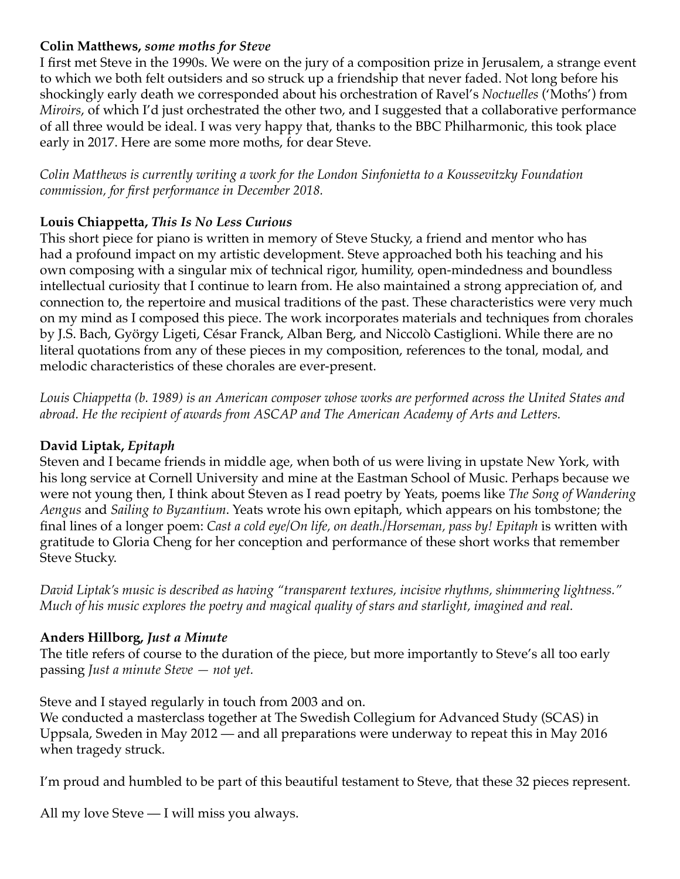**Colin Matthews, *some moths for Steve***

I first met Steve in the 1990s. We were on the jury of a composition prize in Jerusalem, a strange event to which we both felt outsiders and so struck up a friendship that never faded. Not long before his shockingly early death we corresponded about his orchestration of Ravel's *Noctuelles* ('Moths') from *Miroirs*, of which I'd just orchestrated the other two, and I suggested that a collaborative performance of all three would be ideal. I was very happy that, thanks to the BBC Philharmonic, this took place early in 2017. Here are some more moths, for dear Steve.

*Colin Matthews is currently writing a work for the London Sinfonietta to a Koussevitzky Foundation commission, for first performance in December 2018.*

**Louis Chiappetta, *This Is No Less Curious***

This short piece for piano is written in memory of Steve Stucky, a friend and mentor who has had a profound impact on my artistic development. Steve approached both his teaching and his own composing with a singular mix of technical rigor, humility, open-mindedness and boundless intellectual curiosity that I continue to learn from. He also maintained a strong appreciation of, and connection to, the repertoire and musical traditions of the past. These characteristics were very much on my mind as I composed this piece. The work incorporates materials and techniques from chorales by J.S. Bach, György Ligeti, César Franck, Alban Berg, and Niccolò Castiglioni. While there are no literal quotations from any of these pieces in my composition, references to the tonal, modal, and melodic characteristics of these chorales are ever-present.

*Louis Chiappetta (b. 1989) is an American composer whose works are performed across the United States and abroad. He the recipient of awards from ASCAP and The American Academy of Arts and Letters.*

**David Liptak, *Epitaph***

Steven and I became friends in middle age, when both of us were living in upstate New York, with his long service at Cornell University and mine at the Eastman School of Music. Perhaps because we were not young then, I think about Steven as I read poetry by Yeats, poems like *The Song of Wandering Aengus* and *Sailing to Byzantium*. Yeats wrote his own epitaph, which appears on his tombstone; the final lines of a longer poem: *Cast a cold eye/On life, on death./Horseman, pass by! Epitaph* is written with gratitude to Gloria Cheng for her conception and performance of these short works that remember Steve Stucky.

*David Liptak's music is described as having "transparent textures, incisive rhythms, shimmering lightness." Much of his music explores the poetry and magical quality of stars and starlight, imagined and real.*

**Anders Hillborg, *Just a Minute***

The title refers of course to the duration of the piece, but more importantly to Steve's all too early passing *Just a minute Steve — not yet.*

Steve and I stayed regularly in touch from 2003 and on.
We conducted a masterclass together at The Swedish Collegium for Advanced Study (SCAS) in Uppsala, Sweden in May 2012 — and all preparations were underway to repeat this in May 2016 when tragedy struck.

I'm proud and humbled to be part of this beautiful testament to Steve, that these 32 pieces represent.

All my love Steve — I will miss you always.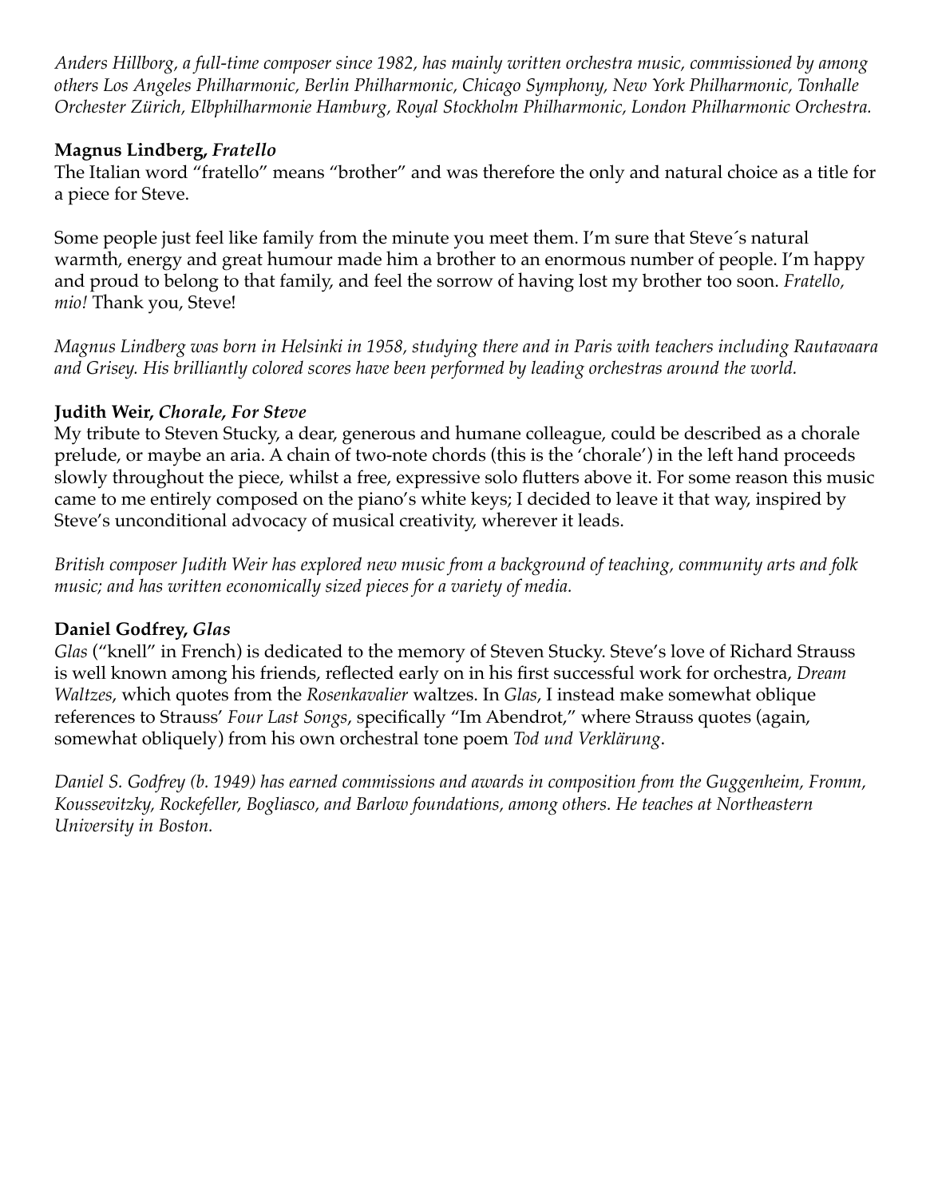*Anders Hillborg, a full-time composer since 1982, has mainly written orchestra music, commissioned by among others Los Angeles Philharmonic, Berlin Philharmonic, Chicago Symphony, New York Philharmonic, Tonhalle Orchester Zürich, Elbphilharmonie Hamburg, Royal Stockholm Philharmonic, London Philharmonic Orchestra.*

**Magnus Lindberg, *Fratello***

The Italian word "fratello" means "brother" and was therefore the only and natural choice as a title for a piece for Steve.

Some people just feel like family from the minute you meet them. I'm sure that Steve´s natural warmth, energy and great humour made him a brother to an enormous number of people. I'm happy and proud to belong to that family, and feel the sorrow of having lost my brother too soon. *Fratello, mio!* Thank you, Steve!

*Magnus Lindberg was born in Helsinki in 1958, studying there and in Paris with teachers including Rautavaara and Grisey. His brilliantly colored scores have been performed by leading orchestras around the world.*

**Judith Weir, *Chorale, For Steve***

My tribute to Steven Stucky, a dear, generous and humane colleague, could be described as a chorale prelude, or maybe an aria. A chain of two-note chords (this is the 'chorale') in the left hand proceeds slowly throughout the piece, whilst a free, expressive solo flutters above it. For some reason this music came to me entirely composed on the piano's white keys; I decided to leave it that way, inspired by Steve's unconditional advocacy of musical creativity, wherever it leads.

*British composer Judith Weir has explored new music from a background of teaching, community arts and folk music; and has written economically sized pieces for a variety of media.*

**Daniel Godfrey, *Glas***

*Glas* ("knell" in French) is dedicated to the memory of Steven Stucky. Steve's love of Richard Strauss is well known among his friends, reflected early on in his first successful work for orchestra, *Dream Waltzes*, which quotes from the *Rosenkavalier* waltzes. In *Glas*, I instead make somewhat oblique references to Strauss' *Four Last Songs*, specifically "Im Abendrot," where Strauss quotes (again, somewhat obliquely) from his own orchestral tone poem *Tod und Verklärung*.

*Daniel S. Godfrey (b. 1949) has earned commissions and awards in composition from the Guggenheim, Fromm, Koussevitzky, Rockefeller, Bogliasco, and Barlow foundations, among others. He teaches at Northeastern University in Boston.*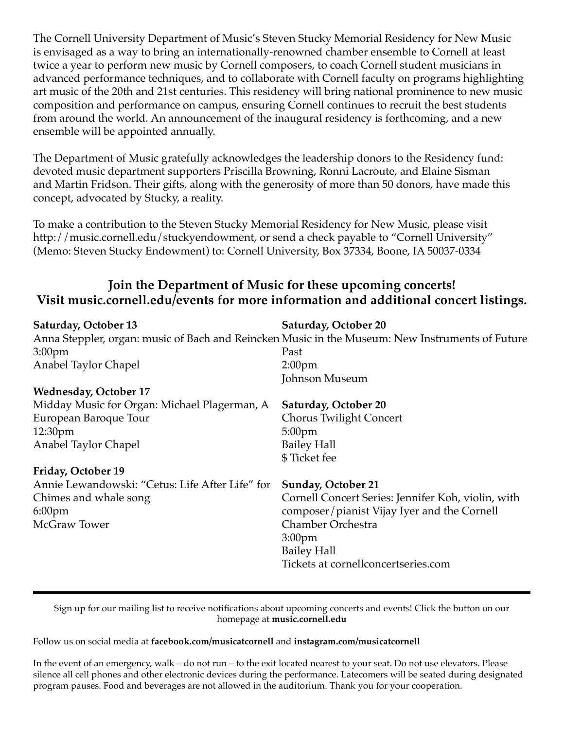The Cornell University Department of Music's Steven Stucky Memorial Residency for New Music is envisaged as a way to bring an internationally-renowned chamber ensemble to Cornell at least twice a year to perform new music by Cornell composers, to coach Cornell student musicians in advanced performance techniques, and to collaborate with Cornell faculty on programs highlighting art music of the 20th and 21st centuries. This residency will bring national prominence to new music composition and performance on campus, ensuring Cornell continues to recruit the best students from around the world. An announcement of the inaugural residency is forthcoming, and a new ensemble will be appointed annually.

The Department of Music gratefully acknowledges the leadership donors to the Residency fund: devoted music department supporters Priscilla Browning, Ronni Lacroute, and Elaine Sisman and Martin Fridson. Their gifts, along with the generosity of more than 50 donors, have made this concept, advocated by Stucky, a reality.

To make a contribution to the Steven Stucky Memorial Residency for New Music, please visit http://music.cornell.edu/stuckyendowment, or send a check payable to "Cornell University" (Memo: Steven Stucky Endowment) to: Cornell University, Box 37334, Boone, IA 50037-0334

## Join the Department of Music for these upcoming concerts!
## Visit music.cornell.edu/events for more information and additional concert listings.

**Saturday, October 13**
Anna Steppler, organ: music of Bach and Reincken
3:00pm
Anabel Taylor Chapel

**Wednesday, October 17**
Midday Music for Organ: Michael Plagerman, A European Baroque Tour
12:30pm
Anabel Taylor Chapel

**Friday, October 19**
Annie Lewandowski: "Cetus: Life After Life" for Chimes and whale song
6:00pm
McGraw Tower

**Saturday, October 20**
Music in the Museum: New Instruments of Future Past
2:00pm
Johnson Museum

**Saturday, October 20**
Chorus Twilight Concert
5:00pm
Bailey Hall
$ Ticket fee

**Sunday, October 21**
Cornell Concert Series: Jennifer Koh, violin, with composer/pianist Vijay Iyer and the Cornell Chamber Orchestra
3:00pm
Bailey Hall
Tickets at cornellconcertseries.com

---

Sign up for our mailing list to receive notifications about upcoming concerts and events! Click the button on our homepage at **music.cornell.edu**

Follow us on social media at **facebook.com/musicatcornell** and **instagram.com/musicatcornell**

In the event of an emergency, walk – do not run – to the exit located nearest to your seat. Do not use elevators. Please silence all cell phones and other electronic devices during the performance. Latecomers will be seated during designated program pauses. Food and beverages are not allowed in the auditorium. Thank you for your cooperation.